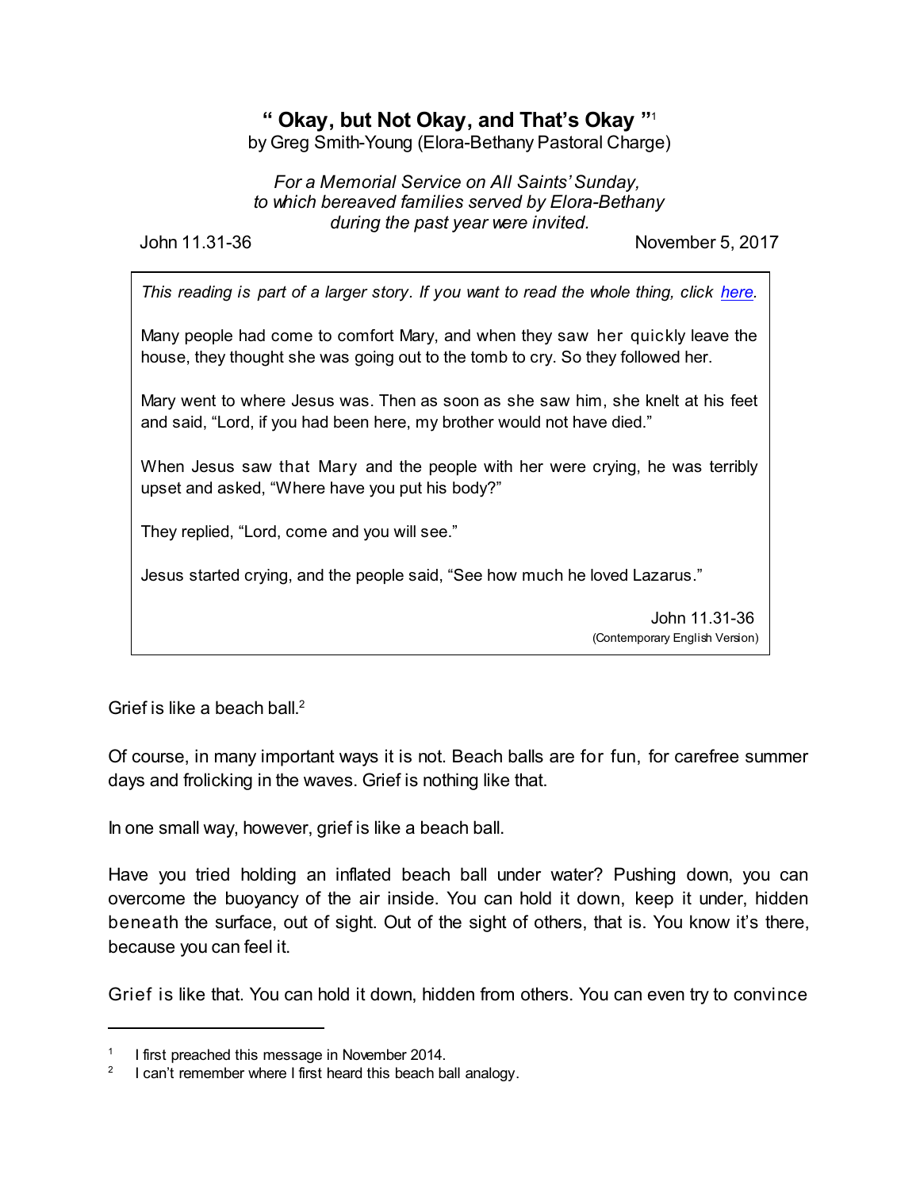# " Okay, but Not Okay, and That's Okay "[1]

by Greg Smith-Young (Elora-Bethany Pastoral Charge)

*For a Memorial Service on All Saints' Sunday, to which bereaved families served by Elora-Bethany during the past year were invited.*

John 11.31-36 — November 5, 2017

> *This reading is part of a larger story. If you want to read the whole thing, click here.*
>
> Many people had come to comfort Mary, and when they saw her quickly leave the house, they thought she was going out to the tomb to cry. So they followed her.
>
> Mary went to where Jesus was. Then as soon as she saw him, she knelt at his feet and said, "Lord, if you had been here, my brother would not have died."
>
> When Jesus saw that Mary and the people with her were crying, he was terribly upset and asked, "Where have you put his body?"
>
> They replied, "Lord, come and you will see."
>
> Jesus started crying, and the people said, "See how much he loved Lazarus."
>
> John 11.31-36
> (Contemporary English Version)

Grief is like a beach ball.[2]

Of course, in many important ways it is not. Beach balls are for fun, for carefree summer days and frolicking in the waves. Grief is nothing like that.

In one small way, however, grief is like a beach ball.

Have you tried holding an inflated beach ball under water? Pushing down, you can overcome the buoyancy of the air inside. You can hold it down, keep it under, hidden beneath the surface, out of sight. Out of the sight of others, that is. You know it's there, because you can feel it.

Grief is like that. You can hold it down, hidden from others. You can even try to convince

---

[1] I first preached this message in November 2014.

[2] I can't remember where I first heard this beach ball analogy.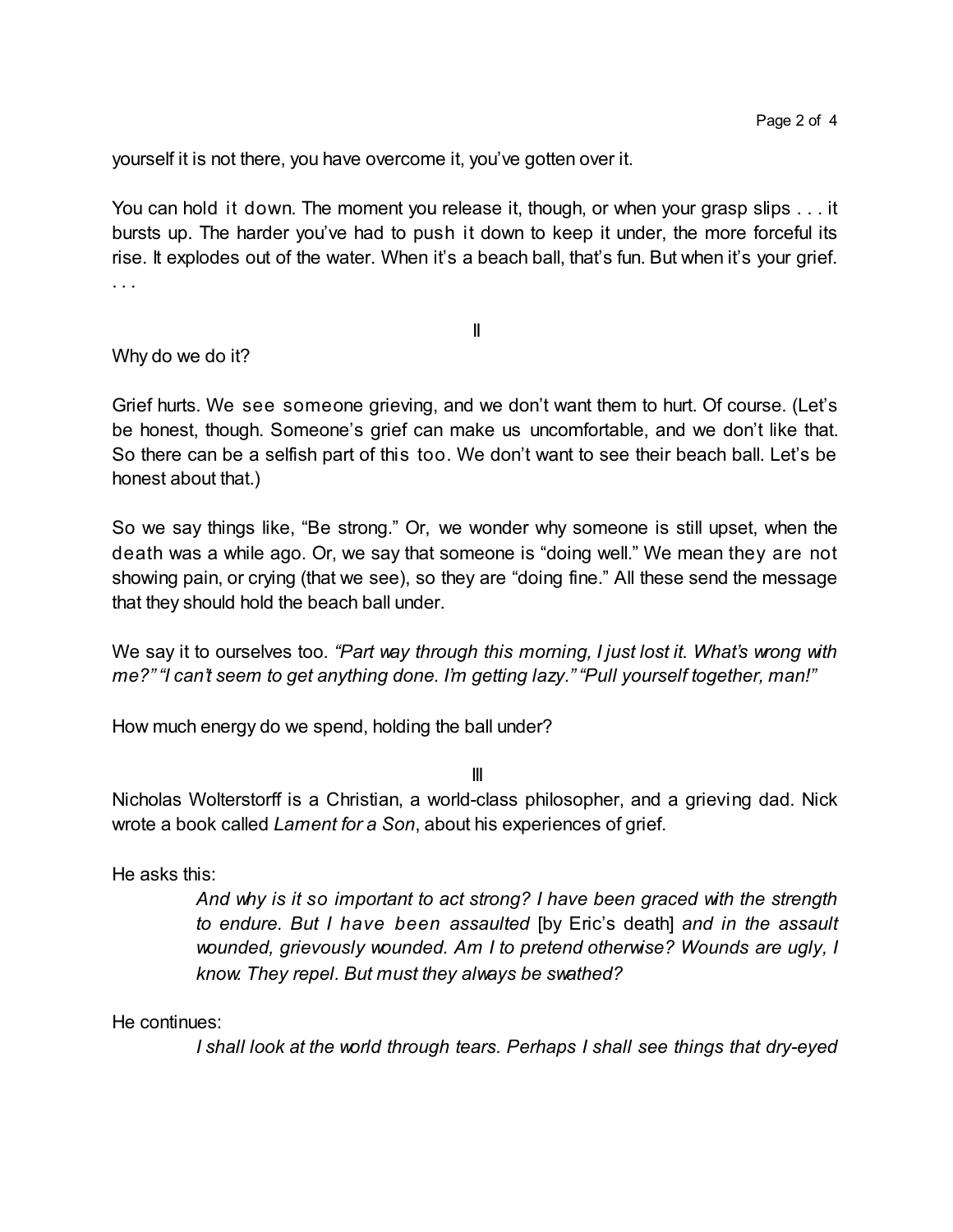yourself it is not there, you have overcome it, you've gotten over it.

You can hold it down. The moment you release it, though, or when your grasp slips . . . it bursts up. The harder you've had to push it down to keep it under, the more forceful its rise. It explodes out of the water. When it's a beach ball, that's fun. But when it's your grief. . . .

II

Why do we do it?

Grief hurts. We see someone grieving, and we don't want them to hurt. Of course. (Let's be honest, though. Someone's grief can make us uncomfortable, and we don't like that. So there can be a selfish part of this too. We don't want to see their beach ball. Let's be honest about that.)

So we say things like, "Be strong." Or, we wonder why someone is still upset, when the death was a while ago. Or, we say that someone is "doing well." We mean they are not showing pain, or crying (that we see), so they are "doing fine." All these send the message that they should hold the beach ball under.

We say it to ourselves too. *"Part way through this morning, I just lost it. What's wrong with me?" "I can't seem to get anything done. I'm getting lazy." "Pull yourself together, man!"*

How much energy do we spend, holding the ball under?

III

Nicholas Wolterstorff is a Christian, a world-class philosopher, and a grieving dad. Nick wrote a book called *Lament for a Son*, about his experiences of grief.

He asks this:

> *And why is it so important to act strong? I have been graced with the strength to endure. But I have been assaulted* [by Eric's death] *and in the assault wounded, grievously wounded. Am I to pretend otherwise? Wounds are ugly, I know. They repel. But must they always be swathed?*

He continues:

> *I shall look at the world through tears. Perhaps I shall see things that dry-eyed*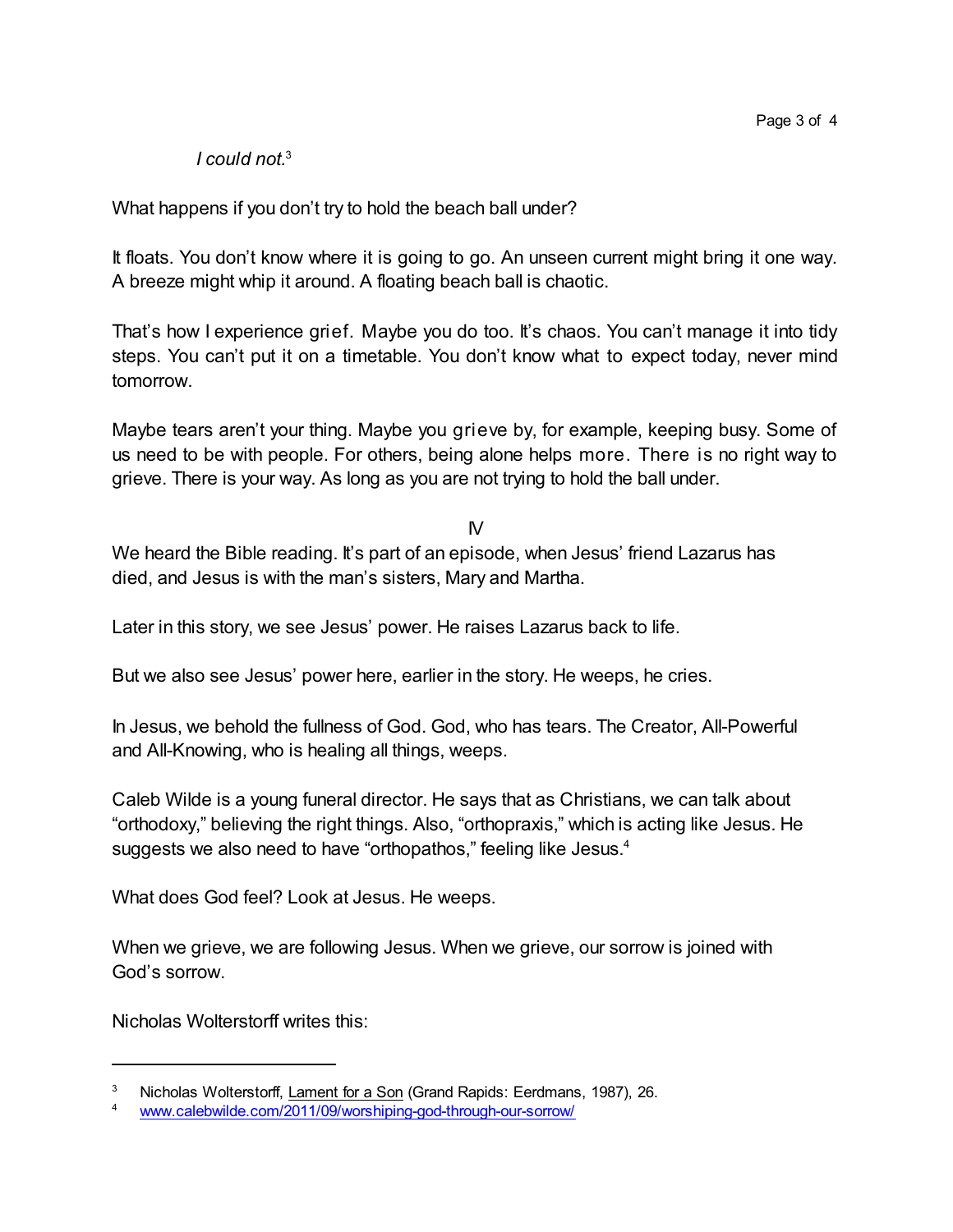*I could not.*[3]

What happens if you don't try to hold the beach ball under?

It floats. You don't know where it is going to go. An unseen current might bring it one way. A breeze might whip it around. A floating beach ball is chaotic.

That's how I experience grief. Maybe you do too. It's chaos. You can't manage it into tidy steps. You can't put it on a timetable. You don't know what to expect today, never mind tomorrow.

Maybe tears aren't your thing. Maybe you grieve by, for example, keeping busy. Some of us need to be with people. For others, being alone helps more. There is no right way to grieve. There is your way. As long as you are not trying to hold the ball under.

IV

We heard the Bible reading. It's part of an episode, when Jesus' friend Lazarus has died, and Jesus is with the man's sisters, Mary and Martha.

Later in this story, we see Jesus' power. He raises Lazarus back to life.

But we also see Jesus' power here, earlier in the story. He weeps, he cries.

In Jesus, we behold the fullness of God. God, who has tears. The Creator, All-Powerful and All-Knowing, who is healing all things, weeps.

Caleb Wilde is a young funeral director. He says that as Christians, we can talk about "orthodoxy," believing the right things. Also, "orthopraxis," which is acting like Jesus. He suggests we also need to have "orthopathos," feeling like Jesus.[4]

What does God feel? Look at Jesus. He weeps.

When we grieve, we are following Jesus. When we grieve, our sorrow is joined with God's sorrow.

Nicholas Wolterstorff writes this:

---

[3] Nicholas Wolterstorff, Lament for a Son (Grand Rapids: Eerdmans, 1987), 26.

[4] www.calebwilde.com/2011/09/worshiping-god-through-our-sorrow/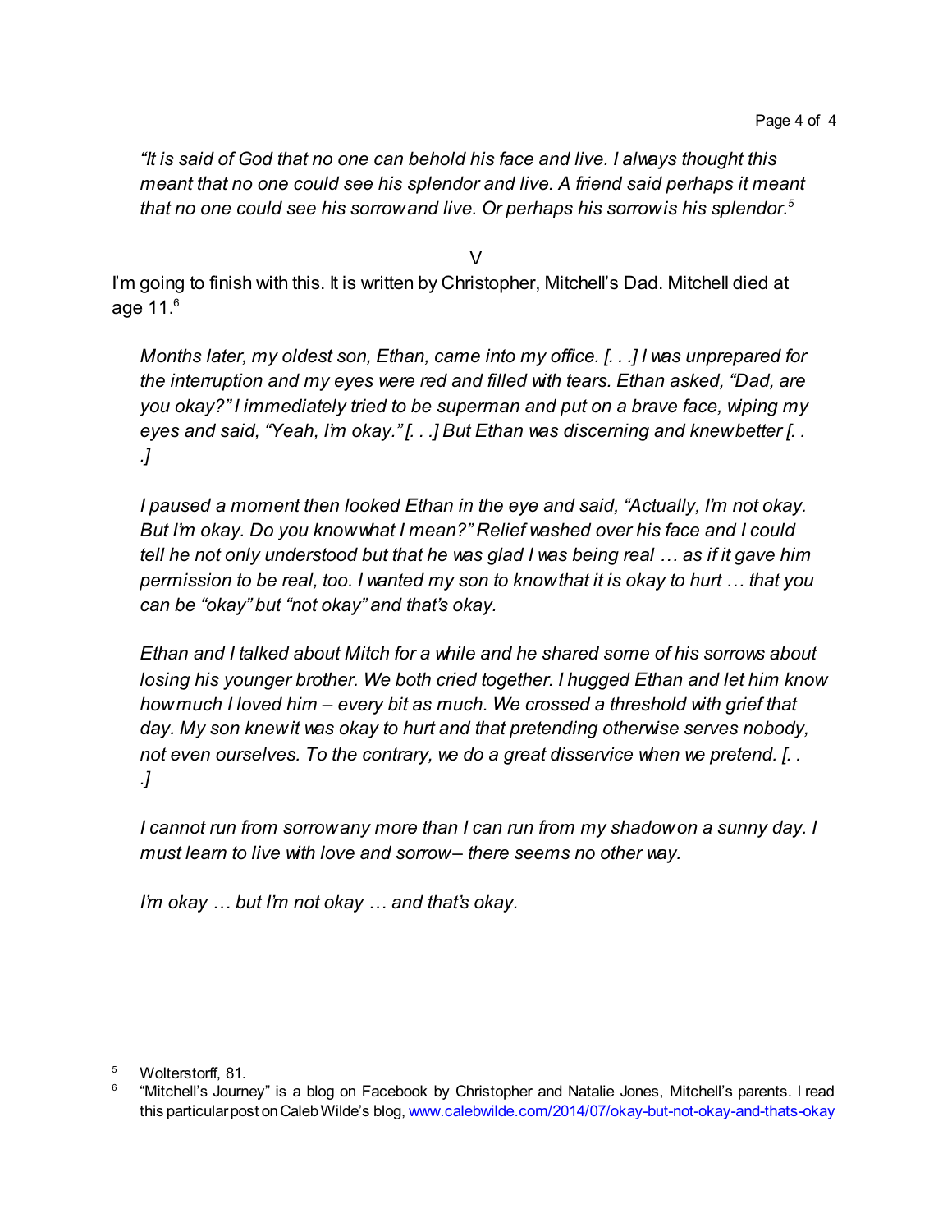*"It is said of God that no one can behold his face and live. I always thought this meant that no one could see his splendor and live. A friend said perhaps it meant that no one could see his sorrow and live. Or perhaps his sorrow is his splendor.*[5]

V

I'm going to finish with this. It is written by Christopher, Mitchell's Dad. Mitchell died at age 11.[6]

> *Months later, my oldest son, Ethan, came into my office. [. . .] I was unprepared for the interruption and my eyes were red and filled with tears. Ethan asked, "Dad, are you okay?" I immediately tried to be superman and put on a brave face, wiping my eyes and said, "Yeah, I'm okay." [. . .] But Ethan was discerning and knew better [. . .]*
>
> *I paused a moment then looked Ethan in the eye and said, "Actually, I'm not okay. But I'm okay. Do you know what I mean?" Relief washed over his face and I could tell he not only understood but that he was glad I was being real … as if it gave him permission to be real, too. I wanted my son to know that it is okay to hurt … that you can be "okay" but "not okay" and that's okay.*
>
> *Ethan and I talked about Mitch for a while and he shared some of his sorrows about losing his younger brother. We both cried together. I hugged Ethan and let him know how much I loved him – every bit as much. We crossed a threshold with grief that day. My son knew it was okay to hurt and that pretending otherwise serves nobody, not even ourselves. To the contrary, we do a great disservice when we pretend. [. . .]*
>
> *I cannot run from sorrow any more than I can run from my shadow on a sunny day. I must learn to live with love and sorrow – there seems no other way.*
>
> *I'm okay … but I'm not okay … and that's okay.*

---

[5] Wolterstorff, 81.

[6] "Mitchell's Journey" is a blog on Facebook by Christopher and Natalie Jones, Mitchell's parents. I read this particular post on Caleb Wilde's blog, www.calebwilde.com/2014/07/okay-but-not-okay-and-thats-okay